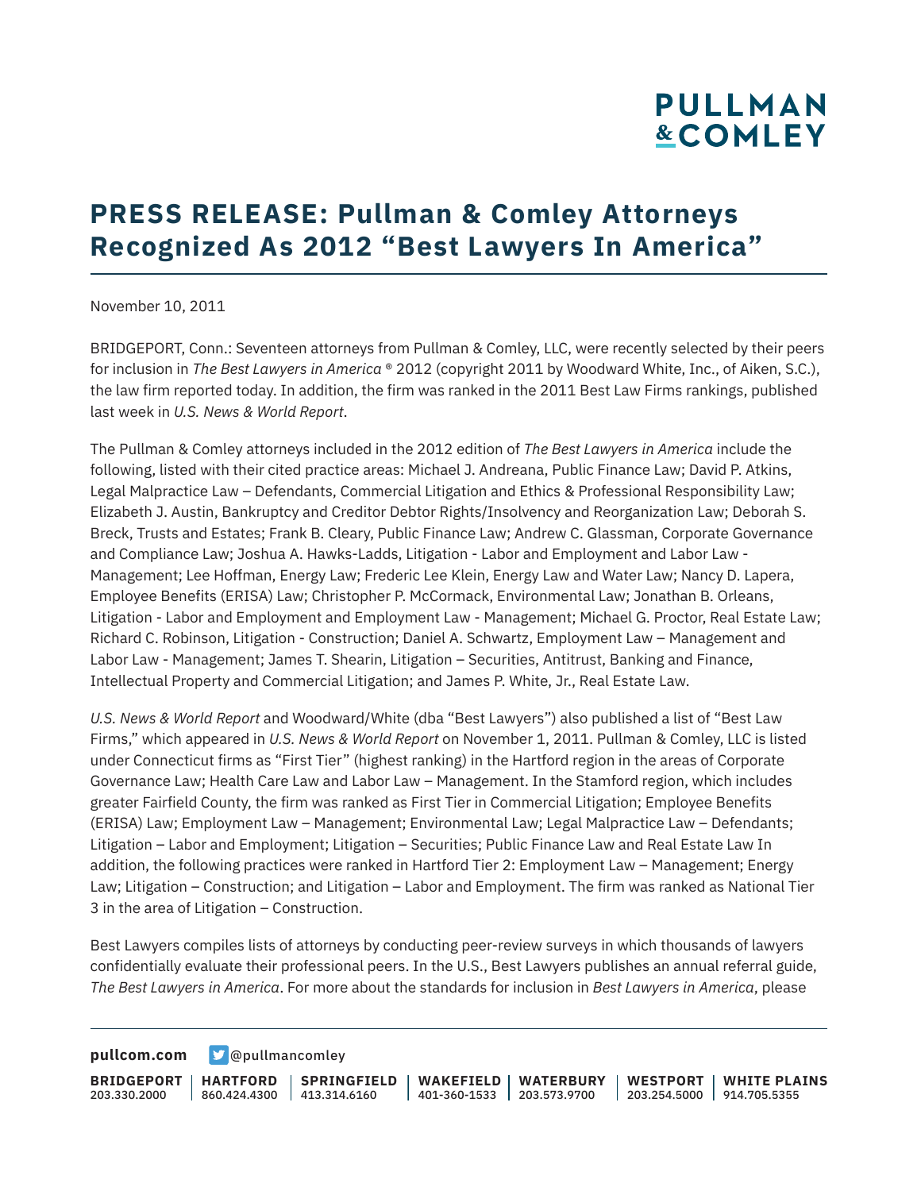# PRESS RELEASE: Pullman & Comley Attorneys Recognized As 2012 "Best Lawyers In America"

November 10, 2011

BRIDGEPORT, Conn.: Seventeen attorneys from Pullman & Comley, LLC, were recently selected by their peers for inclusion in *The Best Lawyers in America* ® 2012 (copyright 2011 by Woodward White, Inc., of Aiken, S.C.), the law firm reported today. In addition, the firm was ranked in the 2011 Best Law Firms rankings, published last week in *U.S. News & World Report*.

The Pullman & Comley attorneys included in the 2012 edition of *The Best Lawyers in America* include the following, listed with their cited practice areas: Michael J. Andreana, Public Finance Law; David P. Atkins, Legal Malpractice Law – Defendants, Commercial Litigation and Ethics & Professional Responsibility Law; Elizabeth J. Austin, Bankruptcy and Creditor Debtor Rights/Insolvency and Reorganization Law; Deborah S. Breck, Trusts and Estates; Frank B. Cleary, Public Finance Law; Andrew C. Glassman, Corporate Governance and Compliance Law; Joshua A. Hawks-Ladds, Litigation - Labor and Employment and Labor Law - Management; Lee Hoffman, Energy Law; Frederic Lee Klein, Energy Law and Water Law; Nancy D. Lapera, Employee Benefits (ERISA) Law; Christopher P. McCormack, Environmental Law; Jonathan B. Orleans, Litigation - Labor and Employment and Employment Law - Management; Michael G. Proctor, Real Estate Law; Richard C. Robinson, Litigation - Construction; Daniel A. Schwartz, Employment Law – Management and Labor Law - Management; James T. Shearin, Litigation – Securities, Antitrust, Banking and Finance, Intellectual Property and Commercial Litigation; and James P. White, Jr., Real Estate Law.

*U.S. News & World Report* and Woodward/White (dba "Best Lawyers") also published a list of "Best Law Firms," which appeared in *U.S. News & World Report* on November 1, 2011. Pullman & Comley, LLC is listed under Connecticut firms as "First Tier" (highest ranking) in the Hartford region in the areas of Corporate Governance Law; Health Care Law and Labor Law – Management. In the Stamford region, which includes greater Fairfield County, the firm was ranked as First Tier in Commercial Litigation; Employee Benefits (ERISA) Law; Employment Law – Management; Environmental Law; Legal Malpractice Law – Defendants; Litigation – Labor and Employment; Litigation – Securities; Public Finance Law and Real Estate Law In addition, the following practices were ranked in Hartford Tier 2: Employment Law – Management; Energy Law; Litigation – Construction; and Litigation – Labor and Employment. The firm was ranked as National Tier 3 in the area of Litigation – Construction.

Best Lawyers compiles lists of attorneys by conducting peer-review surveys in which thousands of lawyers confidentially evaluate their professional peers. In the U.S., Best Lawyers publishes an annual referral guide, *The Best Lawyers in America*. For more about the standards for inclusion in *Best Lawyers in America*, please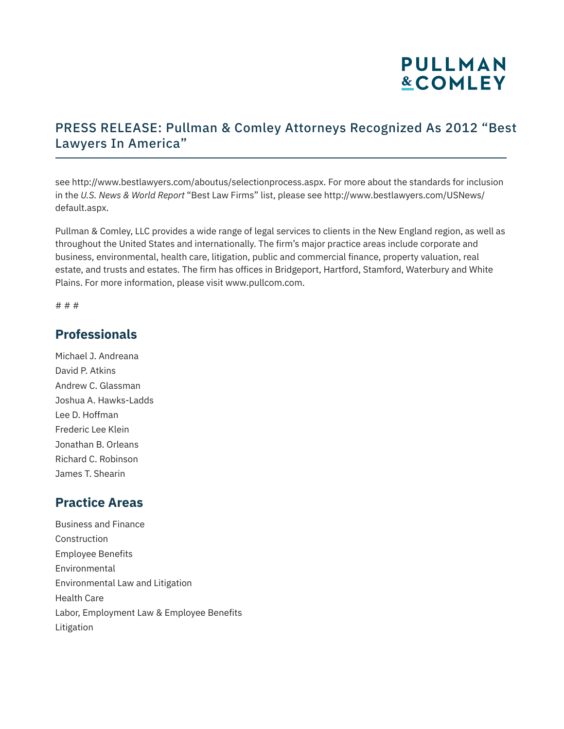see http://www.bestlawyers.com/aboutus/selectionprocess.aspx. For more about the standards for inclusion in the *U.S. News & World Report* "Best Law Firms" list, please see http://www.bestlawyers.com/USNews/default.aspx.

Pullman & Comley, LLC provides a wide range of legal services to clients in the New England region, as well as throughout the United States and internationally. The firm's major practice areas include corporate and business, environmental, health care, litigation, public and commercial finance, property valuation, real estate, and trusts and estates. The firm has offices in Bridgeport, Hartford, Stamford, Waterbury and White Plains. For more information, please visit www.pullcom.com.

# # #

## Professionals

Michael J. Andreana
David P. Atkins
Andrew C. Glassman
Joshua A. Hawks-Ladds
Lee D. Hoffman
Frederic Lee Klein
Jonathan B. Orleans
Richard C. Robinson
James T. Shearin

## Practice Areas

Business and Finance
Construction
Employee Benefits
Environmental
Environmental Law and Litigation
Health Care
Labor, Employment Law & Employee Benefits
Litigation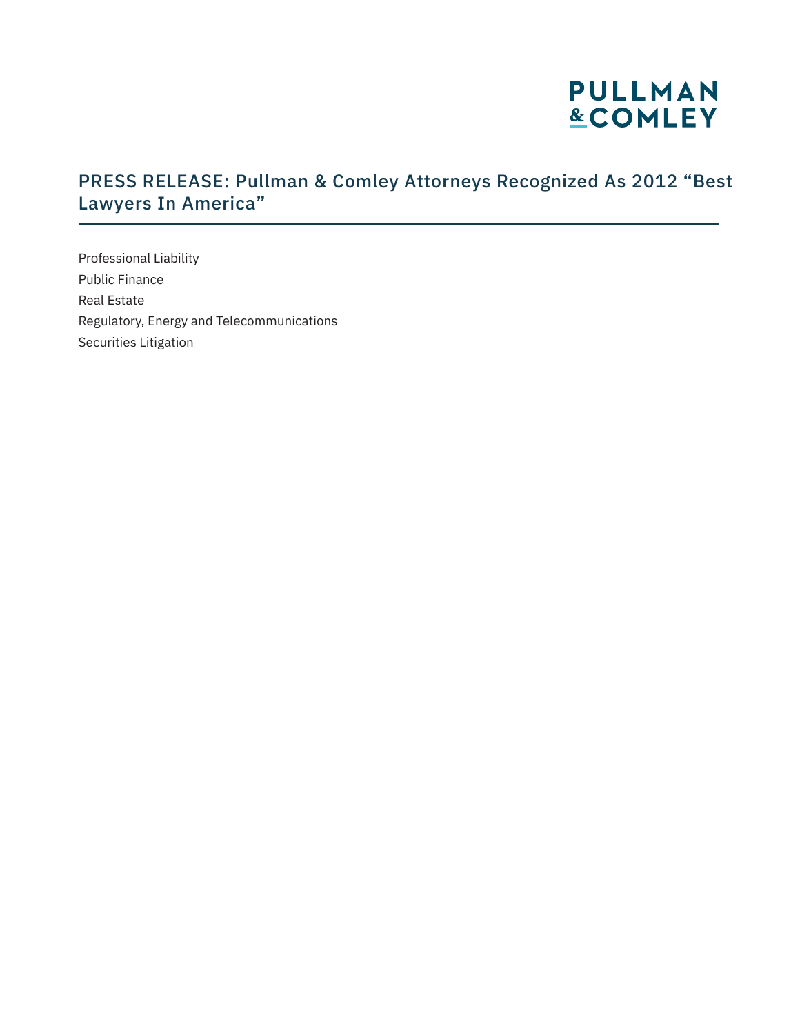# PRESS RELEASE: Pullman & Comley Attorneys Recognized As 2012 "Best Lawyers In America"

Professional Liability
Public Finance
Real Estate
Regulatory, Energy and Telecommunications
Securities Litigation